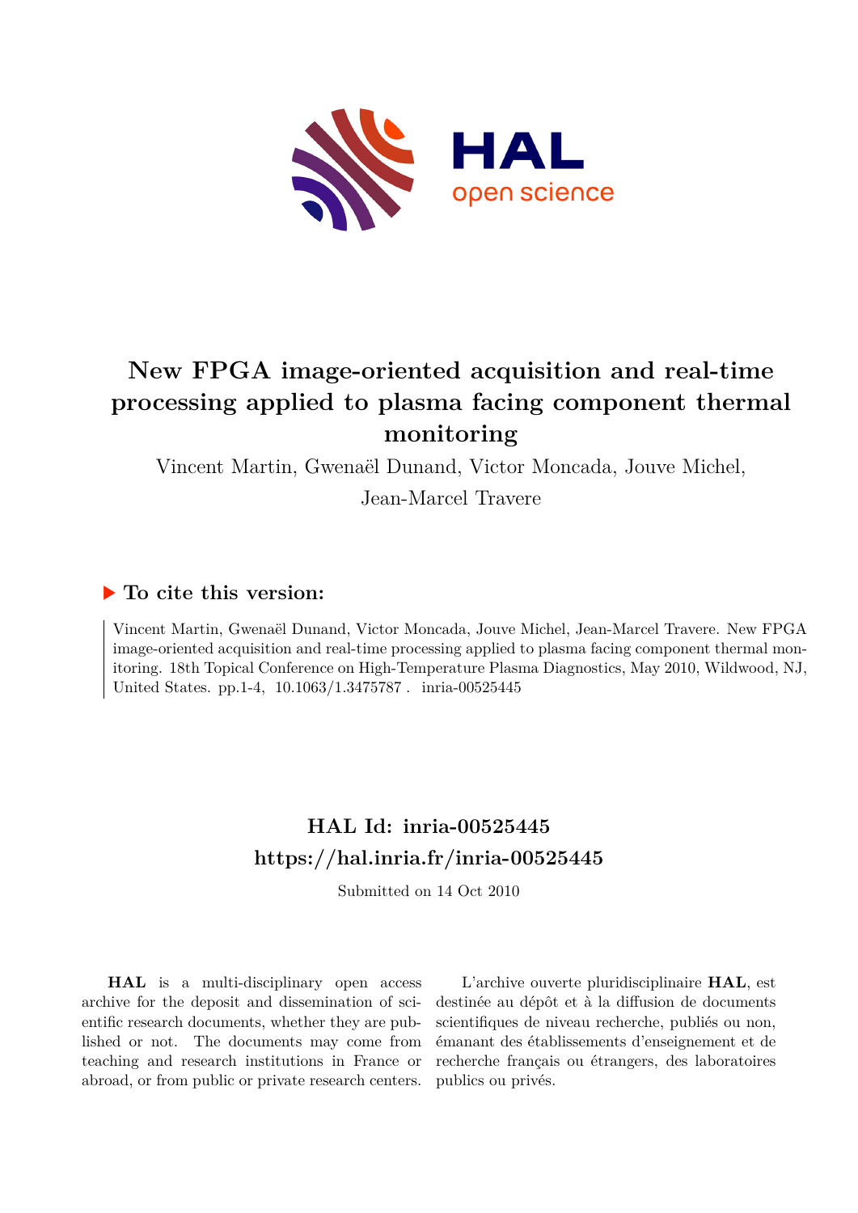# New FPGA image-oriented acquisition and real-time processing applied to plasma facing component thermal monitoring

Vincent Martin, Gwenaël Dunand, Victor Moncada, Jouve Michel, Jean-Marcel Travere

## ▶ To cite this version:

Vincent Martin, Gwenaël Dunand, Victor Moncada, Jouve Michel, Jean-Marcel Travere. New FPGA image-oriented acquisition and real-time processing applied to plasma facing component thermal monitoring. 18th Topical Conference on High-Temperature Plasma Diagnostics, May 2010, Wildwood, NJ, United States. pp.1-4, 10.1063/1.3475787. inria-00525445

## HAL Id: inria-00525445
## https://hal.inria.fr/inria-00525445

Submitted on 14 Oct 2010

**HAL** is a multi-disciplinary open access archive for the deposit and dissemination of scientific research documents, whether they are published or not. The documents may come from teaching and research institutions in France or abroad, or from public or private research centers.

L'archive ouverte pluridisciplinaire **HAL**, est destinée au dépôt et à la diffusion de documents scientifiques de niveau recherche, publiés ou non, émanant des établissements d'enseignement et de recherche français ou étrangers, des laboratoires publics ou privés.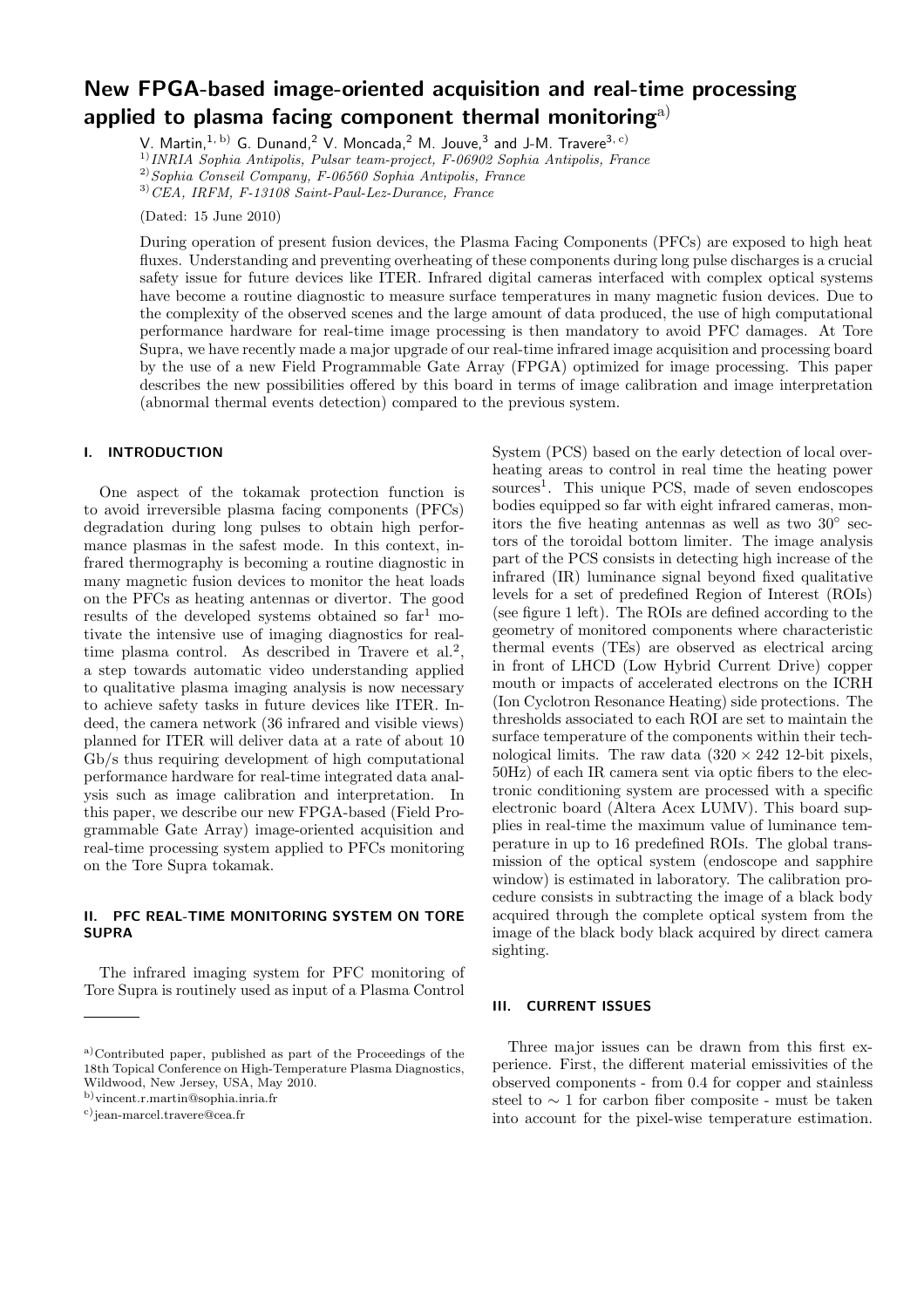# New FPGA-based image-oriented acquisition and real-time processing applied to plasma facing component thermal monitoring[a)]

V. Martin,[1, b)] G. Dunand,[2] V. Moncada,[2] M. Jouve,[3] and J-M. Travere[3, c)]

[1)] *INRIA Sophia Antipolis, Pulsar team-project, F-06902 Sophia Antipolis, France*
[2)] *Sophia Conseil Company, F-06560 Sophia Antipolis, France*
[3)] *CEA, IRFM, F-13108 Saint-Paul-Lez-Durance, France*

(Dated: 15 June 2010)

During operation of present fusion devices, the Plasma Facing Components (PFCs) are exposed to high heat fluxes. Understanding and preventing overheating of these components during long pulse discharges is a crucial safety issue for future devices like ITER. Infrared digital cameras interfaced with complex optical systems have become a routine diagnostic to measure surface temperatures in many magnetic fusion devices. Due to the complexity of the observed scenes and the large amount of data produced, the use of high computational performance hardware for real-time image processing is then mandatory to avoid PFC damages. At Tore Supra, we have recently made a major upgrade of our real-time infrared image acquisition and processing board by the use of a new Field Programmable Gate Array (FPGA) optimized for image processing. This paper describes the new possibilities offered by this board in terms of image calibration and image interpretation (abnormal thermal events detection) compared to the previous system.

## I. INTRODUCTION

One aspect of the tokamak protection function is to avoid irreversible plasma facing components (PFCs) degradation during long pulses to obtain high performance plasmas in the safest mode. In this context, infrared thermography is becoming a routine diagnostic in many magnetic fusion devices to monitor the heat loads on the PFCs as heating antennas or divertor. The good results of the developed systems obtained so far[1] motivate the intensive use of imaging diagnostics for real-time plasma control. As described in Travere et al.[2], a step towards automatic video understanding applied to qualitative plasma imaging analysis is now necessary to achieve safety tasks in future devices like ITER. Indeed, the camera network (36 infrared and visible views) planned for ITER will deliver data at a rate of about 10 Gb/s thus requiring development of high computational performance hardware for real-time integrated data analysis such as image calibration and interpretation. In this paper, we describe our new FPGA-based (Field Programmable Gate Array) image-oriented acquisition and real-time processing system applied to PFCs monitoring on the Tore Supra tokamak.

## II. PFC REAL-TIME MONITORING SYSTEM ON TORE SUPRA

The infrared imaging system for PFC monitoring of Tore Supra is routinely used as input of a Plasma Control System (PCS) based on the early detection of local overheating areas to control in real time the heating power sources[1]. This unique PCS, made of seven endoscopes bodies equipped so far with eight infrared cameras, monitors the five heating antennas as well as two 30° sectors of the toroidal bottom limiter. The image analysis part of the PCS consists in detecting high increase of the infrared (IR) luminance signal beyond fixed qualitative levels for a set of predefined Region of Interest (ROIs) (see figure 1 left). The ROIs are defined according to the geometry of monitored components where characteristic thermal events (TEs) are observed as electrical arcing in front of LHCD (Low Hybrid Current Drive) copper mouth or impacts of accelerated electrons on the ICRH (Ion Cyclotron Resonance Heating) side protections. The thresholds associated to each ROI are set to maintain the surface temperature of the components within their technological limits. The raw data ($320 \times 242$ 12-bit pixels, 50Hz) of each IR camera sent via optic fibers to the electronic conditioning system are processed with a specific electronic board (Altera Acex LUMV). This board supplies in real-time the maximum value of luminance temperature in up to 16 predefined ROIs. The global transmission of the optical system (endoscope and sapphire window) is estimated in laboratory. The calibration procedure consists in subtracting the image of a black body acquired through the complete optical system from the image of the black body black acquired by direct camera sighting.

## III. CURRENT ISSUES

Three major issues can be drawn from this first experience. First, the different material emissivities of the observed components - from 0.4 for copper and stainless steel to $\sim 1$ for carbon fiber composite - must be taken into account for the pixel-wise temperature estimation.

---

[a)] Contributed paper, published as part of the Proceedings of the 18th Topical Conference on High-Temperature Plasma Diagnostics, Wildwood, New Jersey, USA, May 2010.

[b)] vincent.r.martin@sophia.inria.fr

[c)] jean-marcel.travere@cea.fr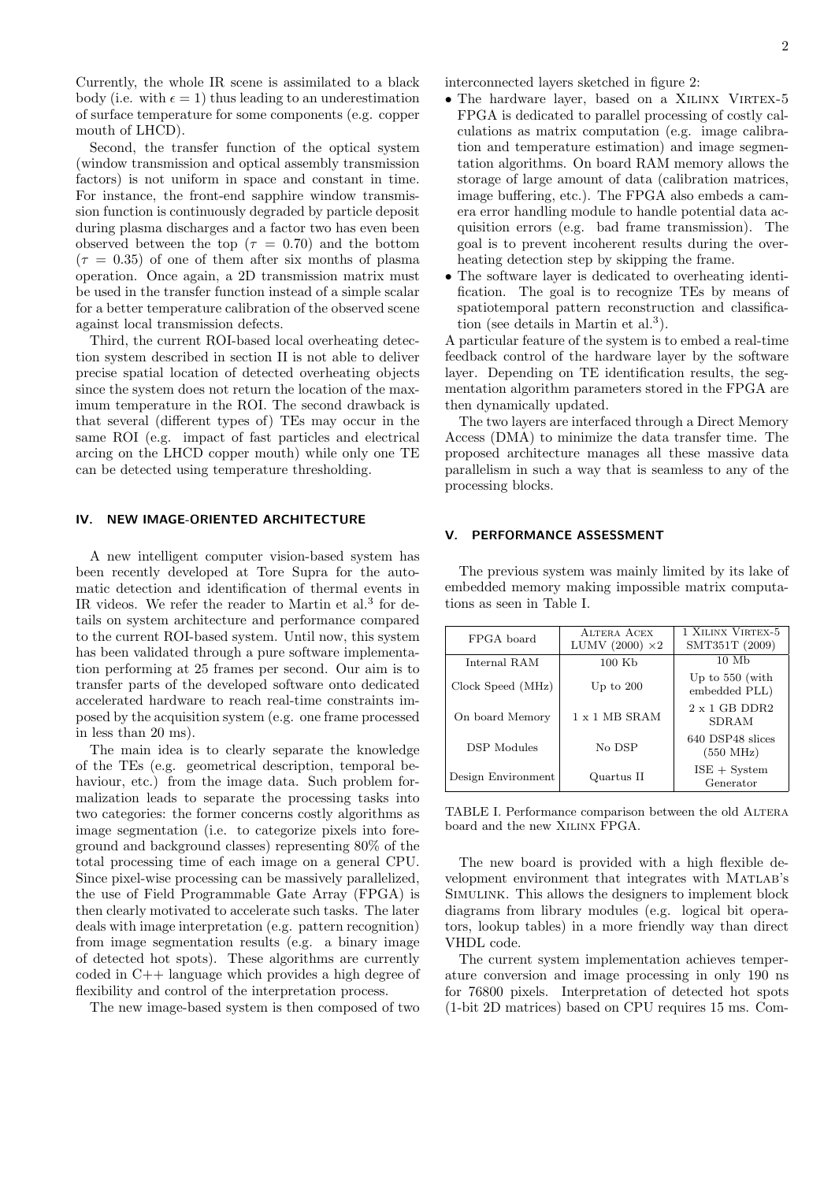Currently, the whole IR scene is assimilated to a black body (i.e. with $\epsilon = 1$) thus leading to an underestimation of surface temperature for some components (e.g. copper mouth of LHCD).

Second, the transfer function of the optical system (window transmission and optical assembly transmission factors) is not uniform in space and constant in time. For instance, the front-end sapphire window transmission function is continuously degraded by particle deposit during plasma discharges and a factor two has even been observed between the top ($\tau = 0.70$) and the bottom ($\tau = 0.35$) of one of them after six months of plasma operation. Once again, a 2D transmission matrix must be used in the transfer function instead of a simple scalar for a better temperature calibration of the observed scene against local transmission defects.

Third, the current ROI-based local overheating detection system described in section II is not able to deliver precise spatial location of detected overheating objects since the system does not return the location of the maximum temperature in the ROI. The second drawback is that several (different types of) TEs may occur in the same ROI (e.g. impact of fast particles and electrical arcing on the LHCD copper mouth) while only one TE can be detected using temperature thresholding.

## IV. NEW IMAGE-ORIENTED ARCHITECTURE

A new intelligent computer vision-based system has been recently developed at Tore Supra for the automatic detection and identification of thermal events in IR videos. We refer the reader to Martin et al.[3] for details on system architecture and performance compared to the current ROI-based system. Until now, this system has been validated through a pure software implementation performing at 25 frames per second. Our aim is to transfer parts of the developed software onto dedicated accelerated hardware to reach real-time constraints imposed by the acquisition system (e.g. one frame processed in less than 20 ms).

The main idea is to clearly separate the knowledge of the TEs (e.g. geometrical description, temporal behaviour, etc.) from the image data. Such problem formalization leads to separate the processing tasks into two categories: the former concerns costly algorithms as image segmentation (i.e. to categorize pixels into foreground and background classes) representing 80% of the total processing time of each image on a general CPU. Since pixel-wise processing can be massively parallelized, the use of Field Programmable Gate Array (FPGA) is then clearly motivated to accelerate such tasks. The later deals with image interpretation (e.g. pattern recognition) from image segmentation results (e.g. a binary image of detected hot spots). These algorithms are currently coded in C++ language which provides a high degree of flexibility and control of the interpretation process.

The new image-based system is then composed of two interconnected layers sketched in figure 2:

- The hardware layer, based on a XILINX VIRTEX-5 FPGA is dedicated to parallel processing of costly calculations as matrix computation (e.g. image calibration and temperature estimation) and image segmentation algorithms. On board RAM memory allows the storage of large amount of data (calibration matrices, image buffering, etc.). The FPGA also embeds a camera error handling module to handle potential data acquisition errors (e.g. bad frame transmission). The goal is to prevent incoherent results during the overheating detection step by skipping the frame.
- The software layer is dedicated to overheating identification. The goal is to recognize TEs by means of spatiotemporal pattern reconstruction and classification (see details in Martin et al.[3]).

A particular feature of the system is to embed a real-time feedback control of the hardware layer by the software layer. Depending on TE identification results, the segmentation algorithm parameters stored in the FPGA are then dynamically updated.

The two layers are interfaced through a Direct Memory Access (DMA) to minimize the data transfer time. The proposed architecture manages all these massive data parallelism in such a way that is seamless to any of the processing blocks.

## V. PERFORMANCE ASSESSMENT

The previous system was mainly limited by its lake of embedded memory making impossible matrix computations as seen in Table I.

| FPGA board | ALTERA ACEX LUMV (2000) ×2 | 1 XILINX VIRTEX-5 SMT351T (2009) |
|---|---|---|
| Internal RAM | 100 Kb | 10 Mb |
| Clock Speed (MHz) | Up to 200 | Up to 550 (with embedded PLL) |
| On board Memory | 1 x 1 MB SRAM | 2 x 1 GB DDR2 SDRAM |
| DSP Modules | No DSP | 640 DSP48 slices (550 MHz) |
| Design Environment | Quartus II | ISE + System Generator |

TABLE I. Performance comparison between the old ALTERA board and the new XILINX FPGA.

The new board is provided with a high flexible development environment that integrates with MATLAB's SIMULINK. This allows the designers to implement block diagrams from library modules (e.g. logical bit operators, lookup tables) in a more friendly way than direct VHDL code.

The current system implementation achieves temperature conversion and image processing in only 190 ns for 76800 pixels. Interpretation of detected hot spots (1-bit 2D matrices) based on CPU requires 15 ms. Com-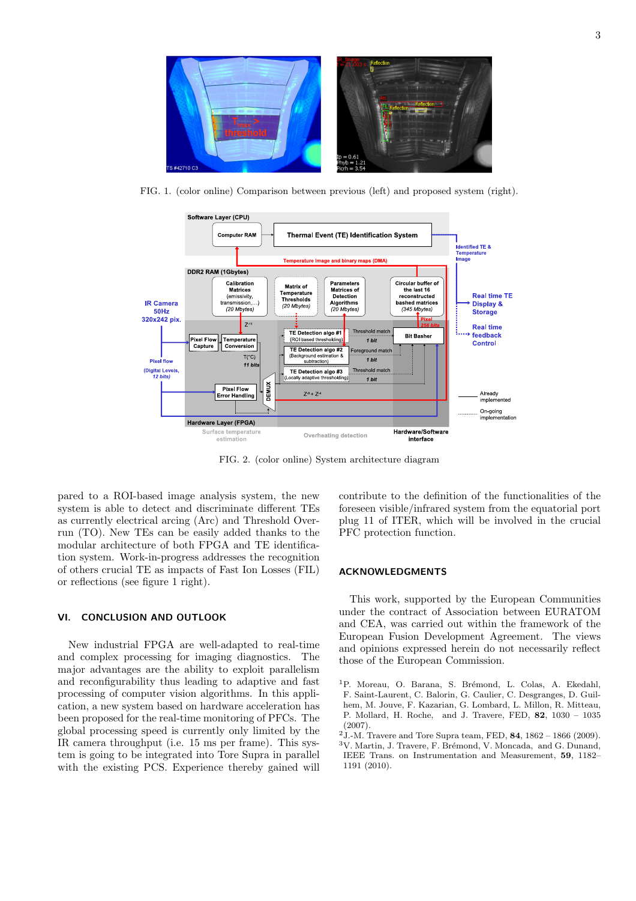FIG. 1. (color online) Comparison between previous (left) and proposed system (right).

FIG. 2. (color online) System architecture diagram

pared to a ROI-based image analysis system, the new system is able to detect and discriminate different TEs as currently electrical arcing (Arc) and Threshold Overrun (TO). New TEs can be easily added thanks to the modular architecture of both FPGA and TE identification system. Work-in-progress addresses the recognition of others crucial TE as impacts of Fast Ion Losses (FIL) or reflections (see figure 1 right).

## VI. CONCLUSION AND OUTLOOK

New industrial FPGA are well-adapted to real-time and complex processing for imaging diagnostics. The major advantages are the ability to exploit parallelism and reconfigurability thus leading to adaptive and fast processing of computer vision algorithms. In this application, a new system based on hardware acceleration has been proposed for the real-time monitoring of PFCs. The global processing speed is currently only limited by the IR camera throughput (i.e. 15 ms per frame). This system is going to be integrated into Tore Supra in parallel with the existing PCS. Experience thereby gained will contribute to the definition of the functionalities of the foreseen visible/infrared system from the equatorial port plug 11 of ITER, which will be involved in the crucial PFC protection function.

## ACKNOWLEDGMENTS

This work, supported by the European Communities under the contract of Association between EURATOM and CEA, was carried out within the framework of the European Fusion Development Agreement. The views and opinions expressed herein do not necessarily reflect those of the European Commission.

[1] P. Moreau, O. Barana, S. Brémond, L. Colas, A. Ekedahl, F. Saint-Laurent, C. Balorin, G. Caulier, C. Desgranges, D. Guilhem, M. Jouve, F. Kazarian, G. Lombard, L. Millon, R. Mitteau, P. Mollard, H. Roche, and J. Travere, FED, **82**, 1030 – 1035 (2007).

[2] J.-M. Travere and Tore Supra team, FED, **84**, 1862 – 1866 (2009).

[3] V. Martin, J. Travere, F. Brémond, V. Moncada, and G. Dunand, IEEE Trans. on Instrumentation and Measurement, **59**, 1182–1191 (2010).